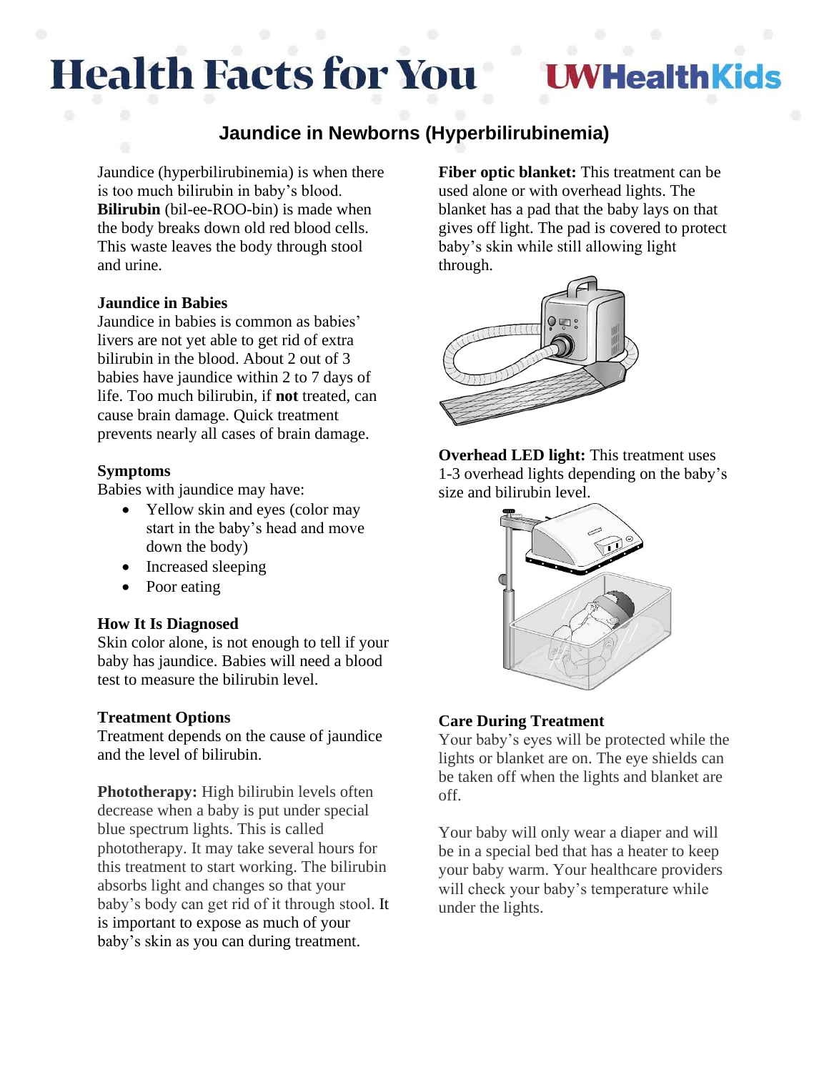# Health Facts for You

UWHealthKids

## Jaundice in Newborns (Hyperbilirubinemia)

Jaundice (hyperbilirubinemia) is when there is too much bilirubin in baby's blood. **Bilirubin** (bil-ee-ROO-bin) is made when the body breaks down old red blood cells. This waste leaves the body through stool and urine.

### Jaundice in Babies

Jaundice in babies is common as babies' livers are not yet able to get rid of extra bilirubin in the blood. About 2 out of 3 babies have jaundice within 2 to 7 days of life. Too much bilirubin, if **not** treated, can cause brain damage. Quick treatment prevents nearly all cases of brain damage.

### Symptoms

Babies with jaundice may have:

- Yellow skin and eyes (color may start in the baby's head and move down the body)
- Increased sleeping
- Poor eating

### How It Is Diagnosed

Skin color alone, is not enough to tell if your baby has jaundice. Babies will need a blood test to measure the bilirubin level.

### Treatment Options

Treatment depends on the cause of jaundice and the level of bilirubin.

**Phototherapy:** High bilirubin levels often decrease when a baby is put under special blue spectrum lights. This is called phototherapy. It may take several hours for this treatment to start working. The bilirubin absorbs light and changes so that your baby's body can get rid of it through stool. It is important to expose as much of your baby's skin as you can during treatment.

**Fiber optic blanket:** This treatment can be used alone or with overhead lights. The blanket has a pad that the baby lays on that gives off light. The pad is covered to protect baby's skin while still allowing light through.

**Overhead LED light:** This treatment uses 1-3 overhead lights depending on the baby's size and bilirubin level.

### Care During Treatment

Your baby's eyes will be protected while the lights or blanket are on. The eye shields can be taken off when the lights and blanket are off.

Your baby will only wear a diaper and will be in a special bed that has a heater to keep your baby warm. Your healthcare providers will check your baby's temperature while under the lights.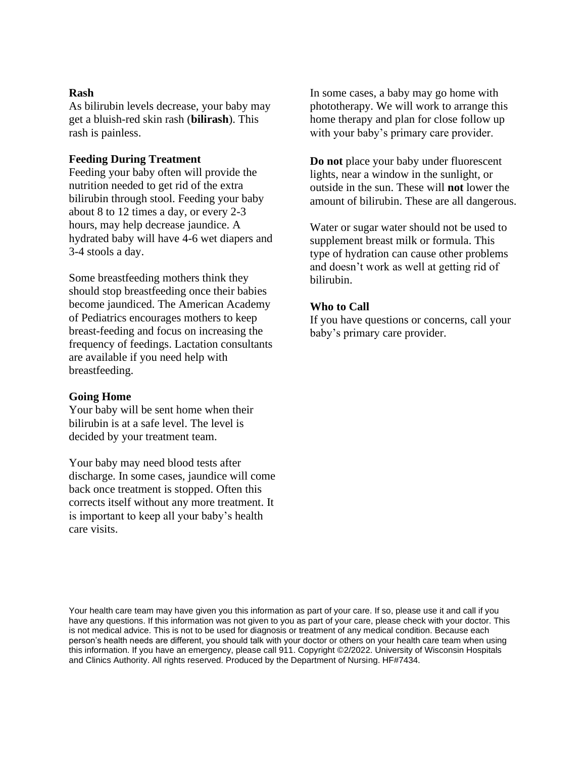### Rash

As bilirubin levels decrease, your baby may get a bluish-red skin rash (**bilirash**). This rash is painless.

### Feeding During Treatment

Feeding your baby often will provide the nutrition needed to get rid of the extra bilirubin through stool. Feeding your baby about 8 to 12 times a day, or every 2-3 hours, may help decrease jaundice. A hydrated baby will have 4-6 wet diapers and 3-4 stools a day.

Some breastfeeding mothers think they should stop breastfeeding once their babies become jaundiced. The American Academy of Pediatrics encourages mothers to keep breast-feeding and focus on increasing the frequency of feedings. Lactation consultants are available if you need help with breastfeeding.

### Going Home

Your baby will be sent home when their bilirubin is at a safe level. The level is decided by your treatment team.

Your baby may need blood tests after discharge. In some cases, jaundice will come back once treatment is stopped. Often this corrects itself without any more treatment. It is important to keep all your baby's health care visits.

In some cases, a baby may go home with phototherapy. We will work to arrange this home therapy and plan for close follow up with your baby's primary care provider.

**Do not** place your baby under fluorescent lights, near a window in the sunlight, or outside in the sun. These will **not** lower the amount of bilirubin. These are all dangerous.

Water or sugar water should not be used to supplement breast milk or formula. This type of hydration can cause other problems and doesn't work as well at getting rid of bilirubin.

### Who to Call

If you have questions or concerns, call your baby's primary care provider.

Your health care team may have given you this information as part of your care. If so, please use it and call if you have any questions. If this information was not given to you as part of your care, please check with your doctor. This is not medical advice. This is not to be used for diagnosis or treatment of any medical condition. Because each person's health needs are different, you should talk with your doctor or others on your health care team when using this information. If you have an emergency, please call 911. Copyright ©2/2022. University of Wisconsin Hospitals and Clinics Authority. All rights reserved. Produced by the Department of Nursing. HF#7434.